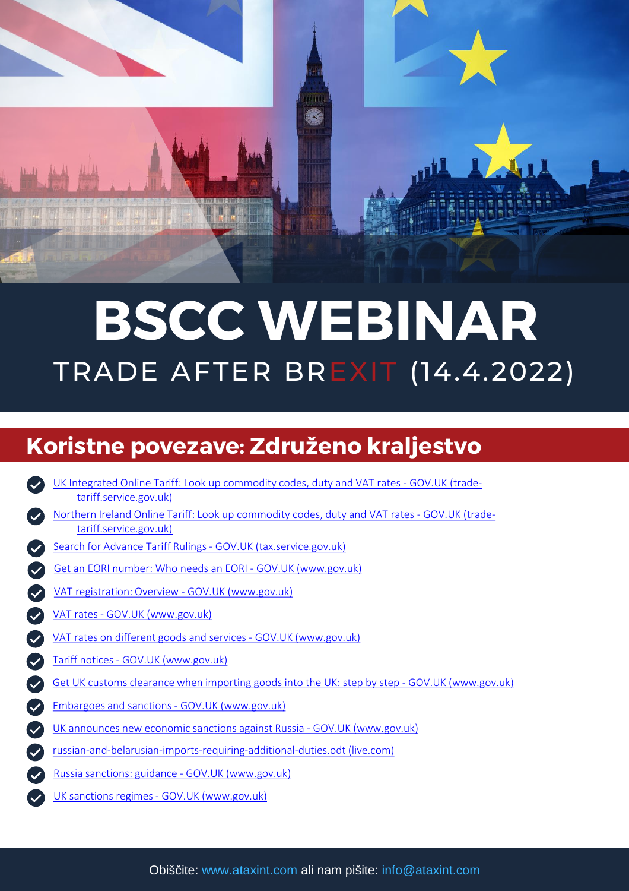# BSCC WEBINAR

TRADE AFTER BREXIT (14.4.2022)

## Koristne povezave: Združeno kraljestvo

- UK Integrated Online Tariff: Look up commodity codes, duty and VAT rates - GOV.UK (trade-tariff.service.gov.uk)
- Northern Ireland Online Tariff: Look up commodity codes, duty and VAT rates - GOV.UK (trade-tariff.service.gov.uk)
- Search for Advance Tariff Rulings - GOV.UK (tax.service.gov.uk)
- Get an EORI number: Who needs an EORI - GOV.UK (www.gov.uk)
- VAT registration: Overview - GOV.UK (www.gov.uk)
- VAT rates - GOV.UK (www.gov.uk)
- VAT rates on different goods and services - GOV.UK (www.gov.uk)
- Tariff notices - GOV.UK (www.gov.uk)
- Get UK customs clearance when importing goods into the UK: step by step - GOV.UK (www.gov.uk)
- Embargoes and sanctions - GOV.UK (www.gov.uk)
- UK announces new economic sanctions against Russia - GOV.UK (www.gov.uk)
- russian-and-belarusian-imports-requiring-additional-duties.odt (live.com)
- Russia sanctions: guidance - GOV.UK (www.gov.uk)
- UK sanctions regimes - GOV.UK (www.gov.uk)

Obiščite: www.ataxint.com ali nam pišite: info@ataxint.com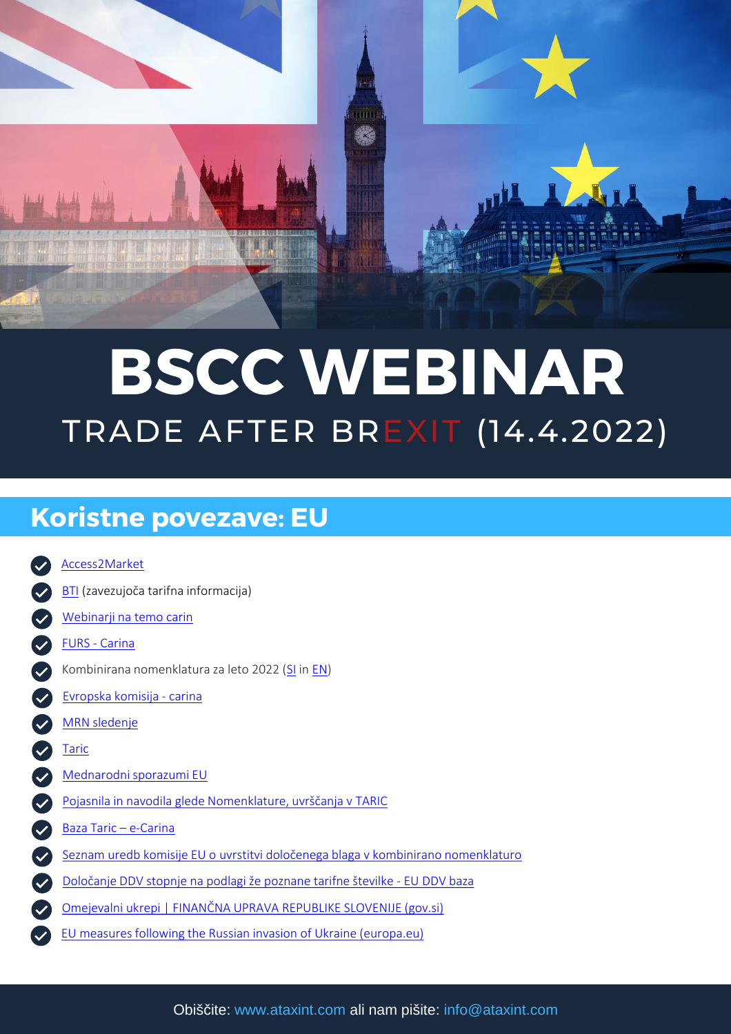# BSCC WEBINAR

TRADE AFTER BREXIT (14.4.2022)

## Koristne povezave: EU

- Access2Market
- BTI (zavezujoča tarifna informacija)
- Webinarji na temo carin
- FURS - Carina
- Kombinirana nomenklatura za leto 2022 (SI in EN)
- Evropska komisija - carina
- MRN sledenje
- Taric
- Mednarodni sporazumi EU
- Pojasnila in navodila glede Nomenklature, uvrščanja v TARIC
- Baza Taric – e-Carina
- Seznam uredb komisije EU o uvrstitvi določenega blaga v kombinirano nomenklaturo
- Določanje DDV stopnje na podlagi že poznane tarifne številke - EU DDV baza
- Omejevalni ukrepi | FINANČNA UPRAVA REPUBLIKE SLOVENIJE (gov.si)
- EU measures following the Russian invasion of Ukraine (europa.eu)

Obiščite: www.ataxint.com ali nam pišite: info@ataxint.com